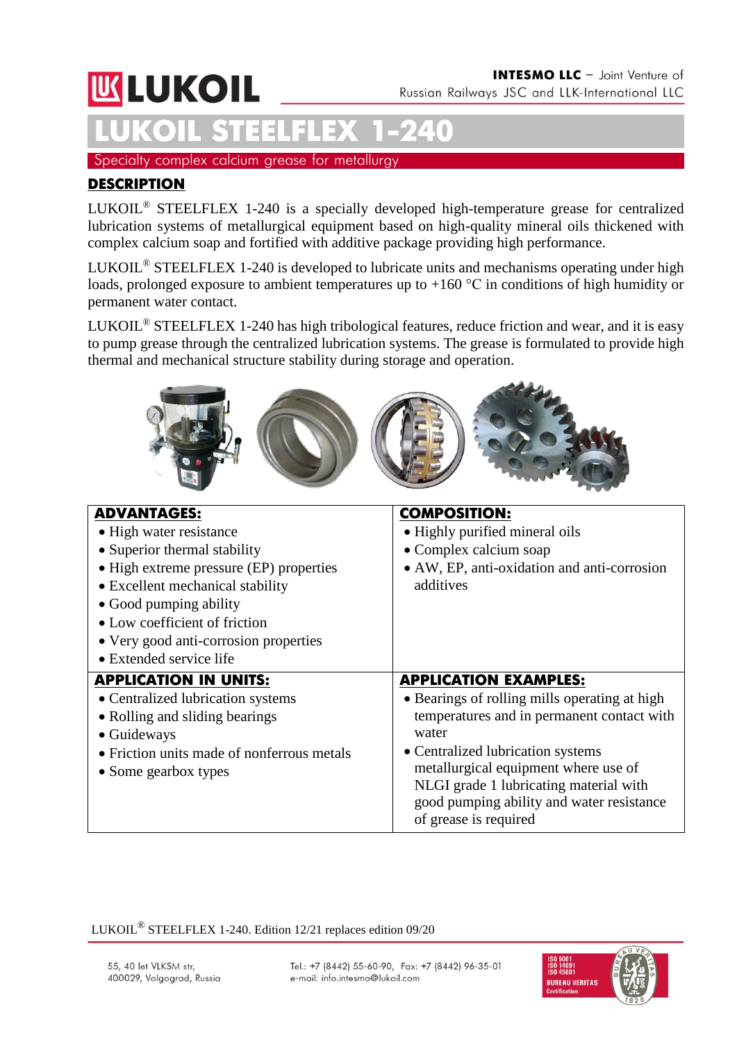# LUKOIL STEELFLEX 1-240

Specialty complex calcium grease for metallurgy

## DESCRIPTION

LUKOIL® STEELFLEX 1-240 is a specially developed high-temperature grease for centralized lubrication systems of metallurgical equipment based on high-quality mineral oils thickened with complex calcium soap and fortified with additive package providing high performance.

LUKOIL® STEELFLEX 1-240 is developed to lubricate units and mechanisms operating under high loads, prolonged exposure to ambient temperatures up to +160 °C in conditions of high humidity or permanent water contact.

LUKOIL® STEELFLEX 1-240 has high tribological features, reduce friction and wear, and it is easy to pump grease through the centralized lubrication systems. The grease is formulated to provide high thermal and mechanical structure stability during storage and operation.

| ADVANTAGES: | COMPOSITION: |
|---|---|
| • High water resistance<br>• Superior thermal stability<br>• High extreme pressure (EP) properties<br>• Excellent mechanical stability<br>• Good pumping ability<br>• Low coefficient of friction<br>• Very good anti-corrosion properties<br>• Extended service life | • Highly purified mineral oils<br>• Complex calcium soap<br>• AW, EP, anti-oxidation and anti-corrosion additives |
| **APPLICATION IN UNITS:** | **APPLICATION EXAMPLES:** |
| • Centralized lubrication systems<br>• Rolling and sliding bearings<br>• Guideways<br>• Friction units made of nonferrous metals<br>• Some gearbox types | • Bearings of rolling mills operating at high temperatures and in permanent contact with water<br>• Centralized lubrication systems metallurgical equipment where use of NLGI grade 1 lubricating material with good pumping ability and water resistance of grease is required |

LUKOIL® STEELFLEX 1-240. Edition 12/21 replaces edition 09/20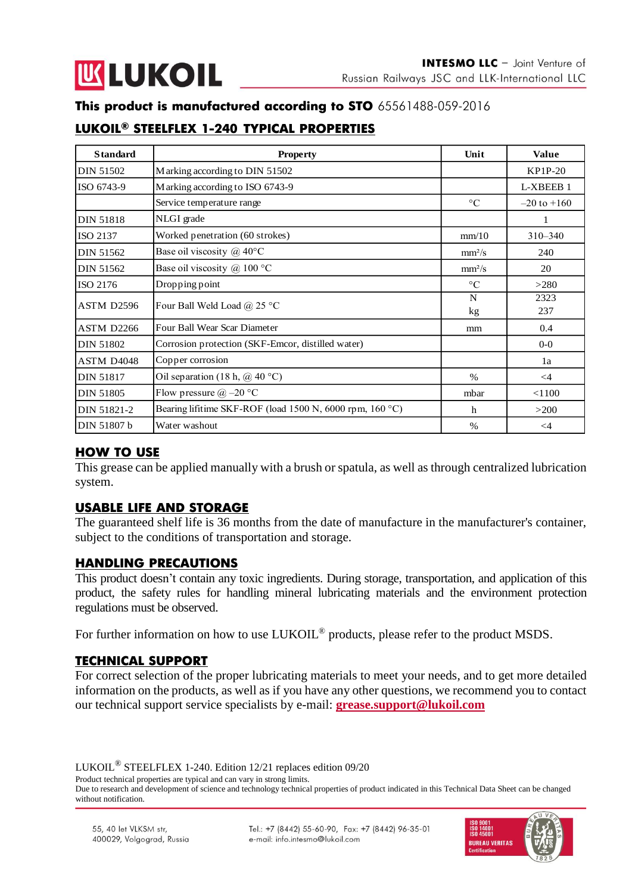This product is manufactured according to STO 65561488-059-2016

## LUKOIL® STEELFLEX 1-240 TYPICAL PROPERTIES

| Standard | Property | Unit | Value |
|---|---|---|---|
| DIN 51502 | Marking according to DIN 51502 | | KP1P-20 |
| ISO 6743-9 | Marking according to ISO 6743-9 | | L-XBEEB 1 |
| | Service temperature range | °C | –20 to +160 |
| DIN 51818 | NLGI grade | | 1 |
| ISO 2137 | Worked penetration (60 strokes) | mm/10 | 310–340 |
| DIN 51562 | Base oil viscosity @ 40°C | $mm^2/s$ | 240 |
| DIN 51562 | Base oil viscosity @ 100 °C | $mm^2/s$ | 20 |
| ISO 2176 | Dropping point | °C | >280 |
| ASTM D2596 | Four Ball Weld Load @ 25 °C | N<br>kg | 2323<br>237 |
| ASTM D2266 | Four Ball Wear Scar Diameter | mm | 0.4 |
| DIN 51802 | Corrosion protection (SKF-Emcor, distilled water) | | 0-0 |
| ASTM D4048 | Copper corrosion | | 1a |
| DIN 51817 | Oil separation (18 h, @ 40 °C) | % | <4 |
| DIN 51805 | Flow pressure @ –20 °C | mbar | <1100 |
| DIN 51821-2 | Bearing lifitime SKF-ROF (load 1500 N, 6000 rpm, 160 °C) | h | >200 |
| DIN 51807 b | Water washout | % | <4 |

## HOW TO USE

This grease can be applied manually with a brush or spatula, as well as through centralized lubrication system.

## USABLE LIFE AND STORAGE

The guaranteed shelf life is 36 months from the date of manufacture in the manufacturer's container, subject to the conditions of transportation and storage.

## HANDLING PRECAUTIONS

This product doesn't contain any toxic ingredients. During storage, transportation, and application of this product, the safety rules for handling mineral lubricating materials and the environment protection regulations must be observed.

For further information on how to use LUKOIL® products, please refer to the product MSDS.

## TECHNICAL SUPPORT

For correct selection of the proper lubricating materials to meet your needs, and to get more detailed information on the products, as well as if you have any other questions, we recommend you to contact our technical support service specialists by e-mail: **grease.support@lukoil.com**

LUKOIL® STEELFLEX 1-240. Edition 12/21 replaces edition 09/20

Product technical properties are typical and can vary in strong limits.
Due to research and development of science and technology technical properties of product indicated in this Technical Data Sheet can be changed without notification.